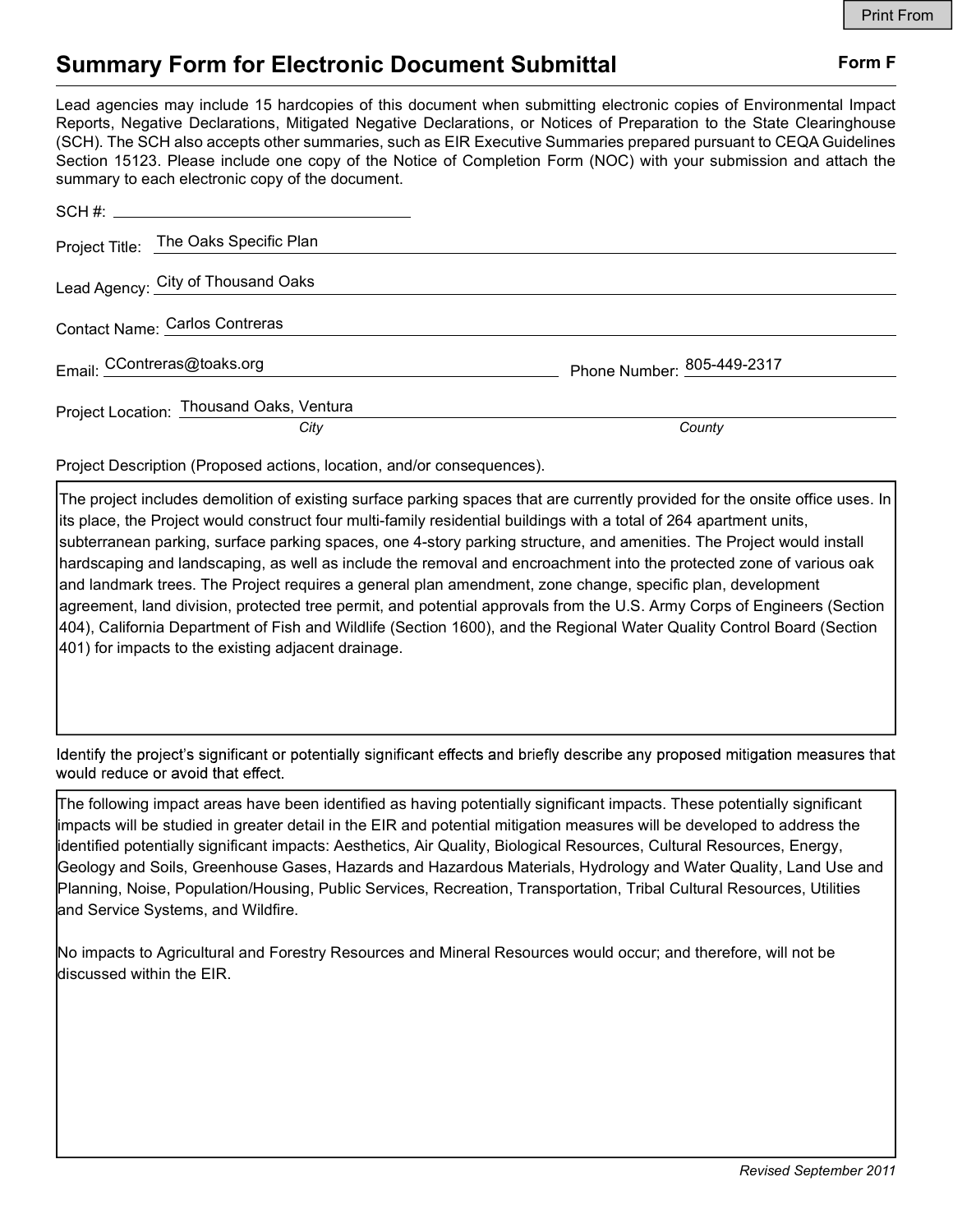# Summary Form for Electronic Document Submittal

**Form F**

Lead agencies may include 15 hardcopies of this document when submitting electronic copies of Environmental Impact Reports, Negative Declarations, Mitigated Negative Declarations, or Notices of Preparation to the State Clearinghouse (SCH). The SCH also accepts other summaries, such as EIR Executive Summaries prepared pursuant to CEQA Guidelines Section 15123. Please include one copy of the Notice of Completion Form (NOC) with your submission and attach the summary to each electronic copy of the document.

SCH #: 

Project Title: The Oaks Specific Plan

Lead Agency: City of Thousand Oaks

Contact Name: Carlos Contreras

Email: CContreras@toaks.org    Phone Number: 805-449-2317

Project Location: Thousand Oaks (*City*), Ventura (*County*)

Project Description (Proposed actions, location, and/or consequences).

The project includes demolition of existing surface parking spaces that are currently provided for the onsite office uses. In its place, the Project would construct four multi-family residential buildings with a total of 264 apartment units, subterranean parking, surface parking spaces, one 4-story parking structure, and amenities. The Project would install hardscaping and landscaping, as well as include the removal and encroachment into the protected zone of various oak and landmark trees. The Project requires a general plan amendment, zone change, specific plan, development agreement, land division, protected tree permit, and potential approvals from the U.S. Army Corps of Engineers (Section 404), California Department of Fish and Wildlife (Section 1600), and the Regional Water Quality Control Board (Section 401) for impacts to the existing adjacent drainage.

Identify the project's significant or potentially significant effects and briefly describe any proposed mitigation measures that would reduce or avoid that effect.

The following impact areas have been identified as having potentially significant impacts. These potentially significant impacts will be studied in greater detail in the EIR and potential mitigation measures will be developed to address the identified potentially significant impacts: Aesthetics, Air Quality, Biological Resources, Cultural Resources, Energy, Geology and Soils, Greenhouse Gases, Hazards and Hazardous Materials, Hydrology and Water Quality, Land Use and Planning, Noise, Population/Housing, Public Services, Recreation, Transportation, Tribal Cultural Resources, Utilities and Service Systems, and Wildfire.

No impacts to Agricultural and Forestry Resources and Mineral Resources would occur; and therefore, will not be discussed within the EIR.

*Revised September 2011*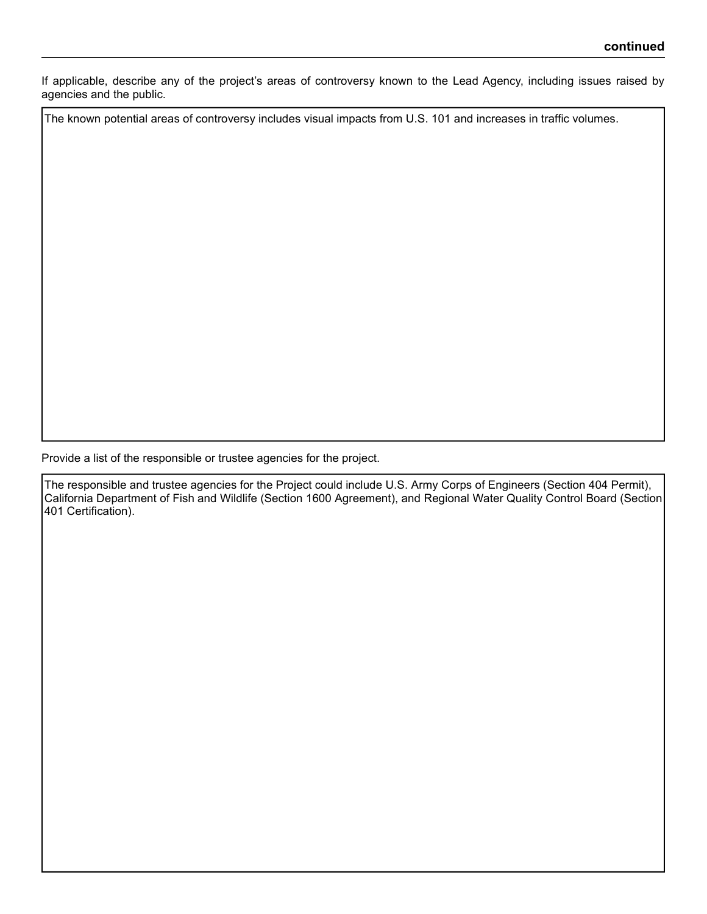**continued**

If applicable, describe any of the project's areas of controversy known to the Lead Agency, including issues raised by agencies and the public.

The known potential areas of controversy includes visual impacts from U.S. 101 and increases in traffic volumes.

Provide a list of the responsible or trustee agencies for the project.

The responsible and trustee agencies for the Project could include U.S. Army Corps of Engineers (Section 404 Permit), California Department of Fish and Wildlife (Section 1600 Agreement), and Regional Water Quality Control Board (Section 401 Certification).